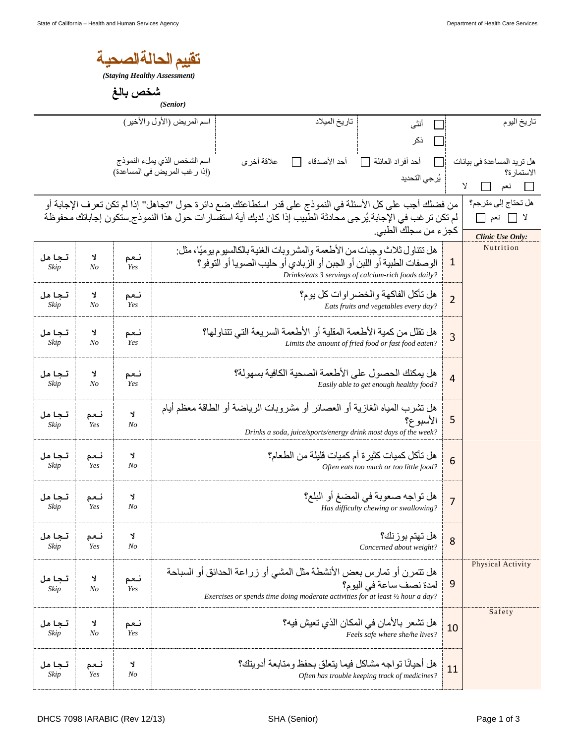# تقييم الحالة الصحية

*(Staying Healthy Assessment)*

## شخص بالغ

*(Senior)*

| اسم المريض (الأول والأخير) | تاريخ الميلاد | ☐ أنثى ☐ ذكر | تاريخ اليوم |
|---|---|---|---|
| اسم الشخص الذي يملء النموذج (إذا رغب المريض في المساعدة) | ☐ علاقة أخرى ☐ أحد الأصدقاء ☐ أحد أفراد العائلة يُرجي التحديد | | هل تريد المساعدة في بيانات الاستمارة؟ ☐ نعم ☐ لا |

هل تحتاج إلى مترجم؟ ☐ نعم ☐ لا

من فضلك أجب على كل الأسئلة في النموذج على قدر استطاعتك.ضع دائرة حول "تجاهل" إذا لم تكن تعرف الإجابة أو لم تكن ترغب في الإجابة.يُرجى محادثة الطبيب إذا كان لديك أية استفسارات حول هذا النموذج.ستكون إجاباتك محفوظة كجزء من سجلك الطبي.

| *Clinic Use Only:* | # | السؤال | | | |
|---|---|---|---|---|---|
| Nutrition | 1 | هل تتناول ثلاث وجبات من الأطعمة والمشروبات الغنية بالكالسيوم يوميًا، مثل: الوصفات الطبية أو اللبن أو الجبن أو الزبادي أو حليب الصويا أو التوفو؟ *Drinks/eats 3 servings of calcium-rich foods daily?* | نعم *Yes* | لا *No* | تجاهل *Skip* |
| | 2 | هل تأكل الفاكهة والخضراوات كل يوم؟ *Eats fruits and vegetables every day?* | نعم *Yes* | لا *No* | تجاهل *Skip* |
| | 3 | هل تقلل من كمية الأطعمة المقلية أو الأطعمة السريعة التي تتناولها؟ *Limits the amount of fried food or fast food eaten?* | نعم *Yes* | لا *No* | تجاهل *Skip* |
| | 4 | هل يمكنك الحصول على الأطعمة الصحية الكافية بسهولة؟ *Easily able to get enough healthy food?* | نعم *Yes* | لا *No* | تجاهل *Skip* |
| | 5 | هل تشرب المياه الغازية أو العصائر أو مشروبات الرياضة أو الطاقة معظم أيام الأسبوع؟ *Drinks a soda, juice/sports/energy drink most days of the week?* | لا *No* | نعم *Yes* | تجاهل *Skip* |
| | 6 | هل تأكل كميات كثيرة أم كميات قليلة من الطعام؟ *Often eats too much or too little food?* | لا *No* | نعم *Yes* | تجاهل *Skip* |
| | 7 | هل تواجه صعوبة في المضغ أو البلع؟ *Has difficulty chewing or swallowing?* | لا *No* | نعم *Yes* | تجاهل *Skip* |
| | 8 | هل تهتم بوزنك؟ *Concerned about weight?* | لا *No* | نعم *Yes* | تجاهل *Skip* |
| Physical Activity | 9 | هل تتمرن أو تمارس بعض الأنشطة مثل المشي أو زراعة الحدائق أو السباحة لمدة نصف ساعة في اليوم؟ *Exercises or spends time doing moderate activities for at least ½ hour a day?* | نعم *Yes* | لا *No* | تجاهل *Skip* |
| Safety | 10 | هل تشعر بالأمان في المكان الذي تعيش فيه؟ *Feels safe where she/he lives?* | نعم *Yes* | لا *No* | تجاهل *Skip* |
| | 11 | هل أحيانًا تواجه مشاكل فيما يتعلق بحفظ ومتابعة أدويتك؟ *Often has trouble keeping track of medicines?* | لا *No* | نعم *Yes* | تجاهل *Skip* |

DHCS 7098 IARABIC (Rev 12/13) SHA (Senior)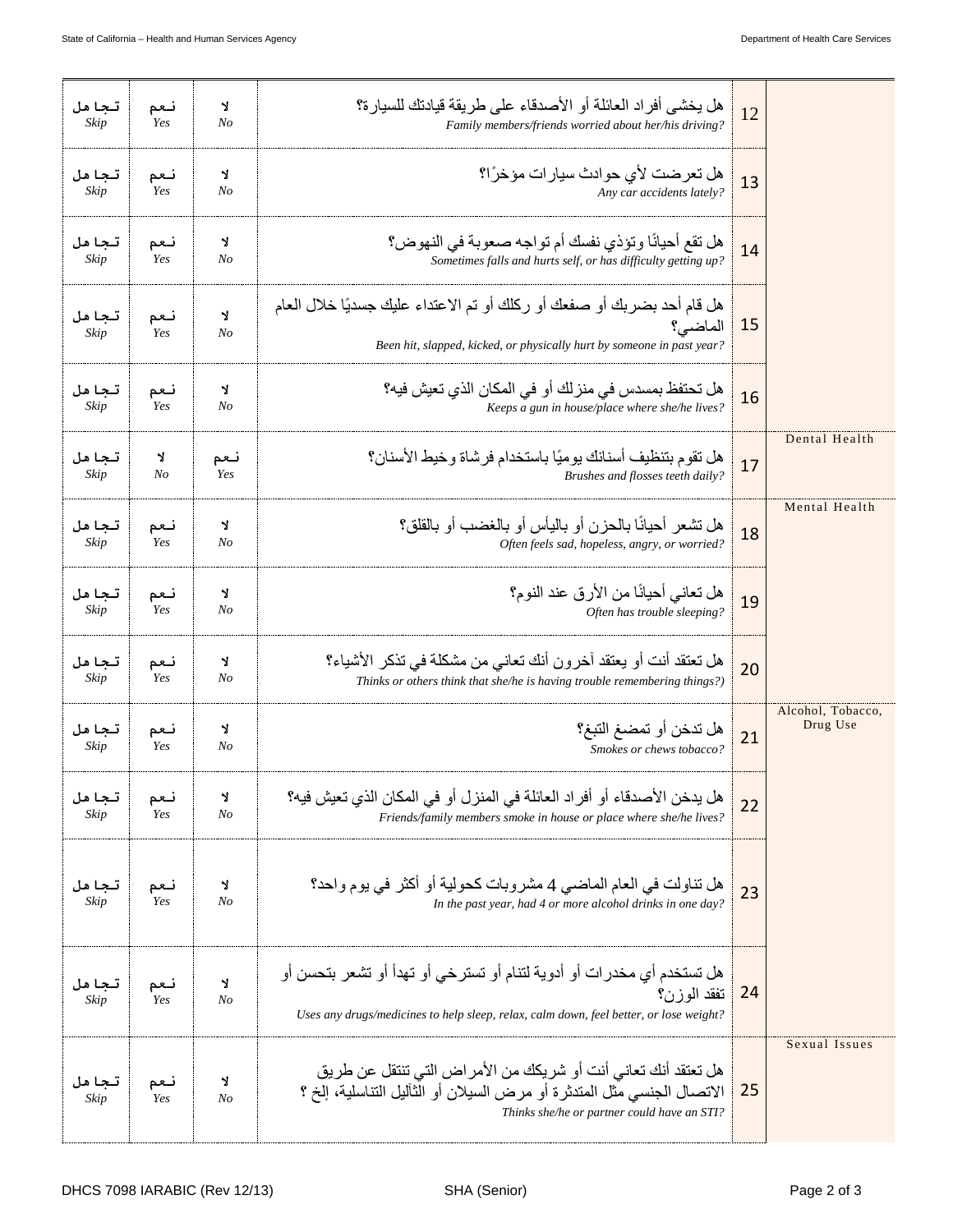| تجاهل<br>*Skip* | نعم<br>*Yes* | لا<br>*No* | هل يخشى أفراد العائلة أو الأصدقاء على طريقة قيادتك للسيارة؟<br>*Family members/friends worried about her/his driving?* | 12 | |
|---|---|---|---|---|---|
| تجاهل<br>*Skip* | نعم<br>*Yes* | لا<br>*No* | هل تعرضت لأي حوادث سيارات مؤخرًا؟<br>*Any car accidents lately?* | 13 | |
| تجاهل<br>*Skip* | نعم<br>*Yes* | لا<br>*No* | هل تقع أحيانًا وتؤذي نفسك أم تواجه صعوبة في النهوض؟<br>*Sometimes falls and hurts self, or has difficulty getting up?* | 14 | |
| تجاهل<br>*Skip* | نعم<br>*Yes* | لا<br>*No* | هل قام أحد بضربك أو صفعك أو ركلك أو تم الاعتداء عليك جسديًا خلال العام الماضي؟<br>*Been hit, slapped, kicked, or physically hurt by someone in past year?* | 15 | |
| تجاهل<br>*Skip* | نعم<br>*Yes* | لا<br>*No* | هل تحتفظ بمسدس في منزلك أو في المكان الذي تعيش فيه؟<br>*Keeps a gun in house/place where she/he lives?* | 16 | |
| تجاهل<br>*Skip* | لا<br>*No* | نعم<br>*Yes* | هل تقوم بتنظيف أسنانك يوميًا باستخدام فرشاة وخيط الأسنان؟<br>*Brushes and flosses teeth daily?* | 17 | Dental Health |
| تجاهل<br>*Skip* | نعم<br>*Yes* | لا<br>*No* | هل تشعر أحيانًا بالحزن أو باليأس أو بالغضب أو بالقلق؟<br>*Often feels sad, hopeless, angry, or worried?* | 18 | Mental Health |
| تجاهل<br>*Skip* | نعم<br>*Yes* | لا<br>*No* | هل تعاني أحيانًا من الأرق عند النوم؟<br>*Often has trouble sleeping?* | 19 | |
| تجاهل<br>*Skip* | نعم<br>*Yes* | لا<br>*No* | هل تعتقد أنت أو يعتقد آخرون أنك تعاني من مشكلة في تذكر الأشياء؟<br>*Thinks or others think that she/he is having trouble remembering things?)* | 20 | |
| تجاهل<br>*Skip* | نعم<br>*Yes* | لا<br>*No* | هل تدخن أو تمضغ التبغ؟<br>*Smokes or chews tobacco?* | 21 | Alcohol, Tobacco, Drug Use |
| تجاهل<br>*Skip* | نعم<br>*Yes* | لا<br>*No* | هل يدخن الأصدقاء أو أفراد العائلة في المنزل أو في المكان الذي تعيش فيه؟<br>*Friends/family members smoke in house or place where she/he lives?* | 22 | |
| تجاهل<br>*Skip* | نعم<br>*Yes* | لا<br>*No* | هل تناولت في العام الماضي 4 مشروبات كحولية أو أكثر في يوم واحد؟<br>*In the past year, had 4 or more alcohol drinks in one day?* | 23 | |
| تجاهل<br>*Skip* | نعم<br>*Yes* | لا<br>*No* | هل تستخدم أي مخدرات أو أدوية لتنام أو تسترخي أو تهدأ أو تشعر بتحسن أو تفقد الوزن؟<br>*Uses any drugs/medicines to help sleep, relax, calm down, feel better, or lose weight?* | 24 | |
| تجاهل<br>*Skip* | نعم<br>*Yes* | لا<br>*No* | هل تعتقد أنك تعاني أنت أو شريكك من الأمراض التي تنتقل عن طريق الاتصال الجنسي مثل المتدثرة أو مرض السيلان أو الثآليل التناسلية، إلخ ؟<br>*Thinks she/he or partner could have an STI?* | 25 | Sexual Issues |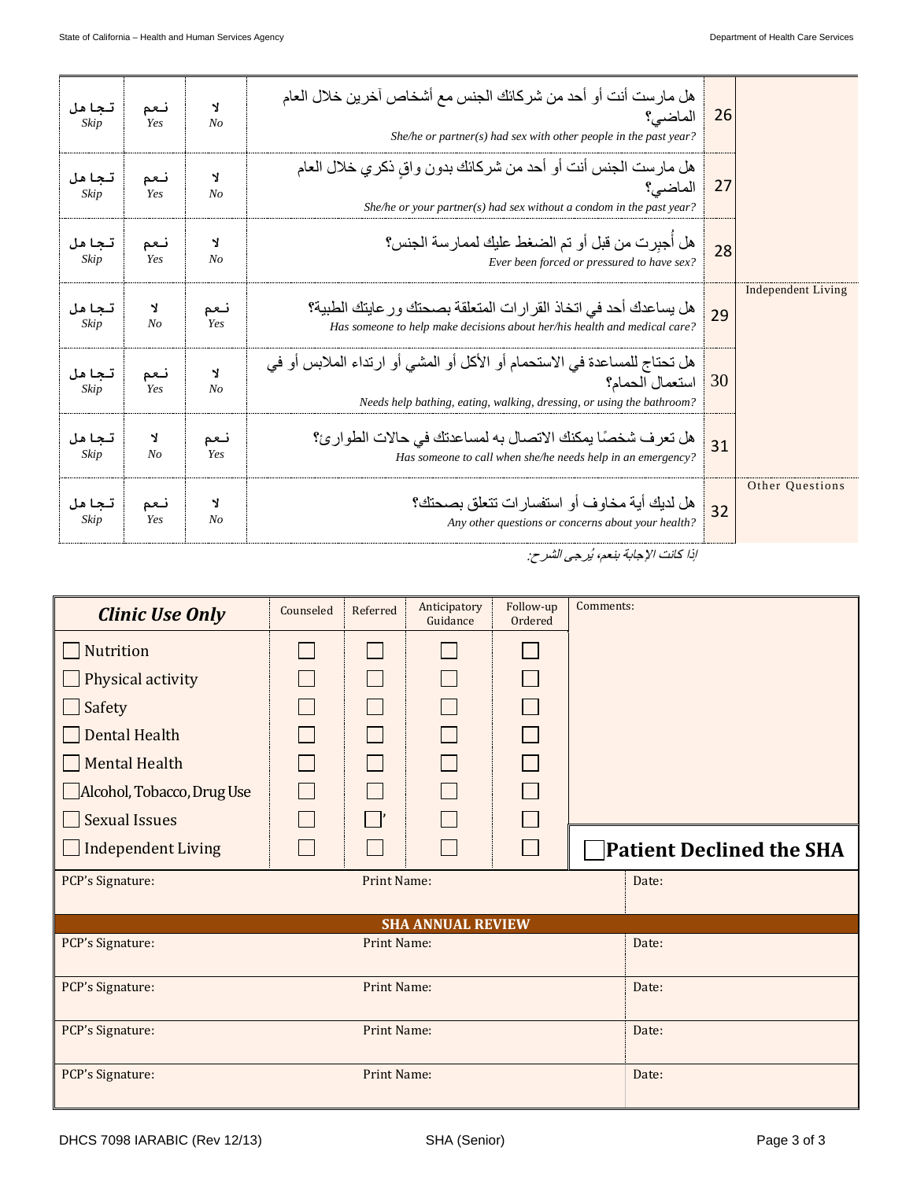| | | | | | |
|---|---|---|---|---|---|
| تجاهل *Skip* | نعم *Yes* | لا *No* | هل مارست أنت أو أحد من شركائك الجنس مع أشخاص آخرين خلال العام الماضي؟ *She/he or partner(s) had sex with other people in the past year?* | 26 | |
| تجاهل *Skip* | نعم *Yes* | لا *No* | هل مارست الجنس أنت أو أحد من شركائك بدون واقٍ ذكري خلال العام الماضي؟ *She/he or your partner(s) had sex without a condom in the past year?* | 27 | |
| تجاهل *Skip* | نعم *Yes* | لا *No* | هل أُجبِرت من قبل أو تم الضغط عليك لممارسة الجنس؟ *Ever been forced or pressured to have sex?* | 28 | |
| تجاهل *Skip* | لا *No* | نعم *Yes* | هل يساعدك أحد في اتخاذ القرارات المتعلقة بصحتك ورعايتك الطبية؟ *Has someone to help make decisions about her/his health and medical care?* | 29 | Independent Living |
| تجاهل *Skip* | نعم *Yes* | لا *No* | هل تحتاج للمساعدة في الاستحمام أو الأكل أو المشي أو ارتداء الملابس أو في استعمال الحمام؟ *Needs help bathing, eating, walking, dressing, or using the bathroom?* | 30 | |
| تجاهل *Skip* | لا *No* | نعم *Yes* | هل تعرف شخصًا يمكنك الاتصال به لمساعدتك في حالات الطوارئ؟ *Has someone to call when she/he needs help in an emergency?* | 31 | |
| تجاهل *Skip* | نعم *Yes* | لا *No* | هل لديك أية مخاوف أو استفسارات تتعلق بصحتك؟ *Any other questions or concerns about your health?* | 32 | Other Questions |

*إذا كانت الإجابة بنعم، يُرجى الشرح:*

| ***Clinic Use Only*** | Counseled | Referred | Anticipatory Guidance | Follow-up Ordered | Comments: |
|---|---|---|---|---|---|
| ☐ Nutrition | ☐ | ☐ | ☐ | ☐ | |
| ☐ Physical activity | ☐ | ☐ | ☐ | ☐ | |
| ☐ Safety | ☐ | ☐ | ☐ | ☐ | |
| ☐ Dental Health | ☐ | ☐ | ☐ | ☐ | |
| ☐ Mental Health | ☐ | ☐ | ☐ | ☐ | |
| ☐ Alcohol, Tobacco, Drug Use | ☐ | ☐ | ☐ | ☐ | |
| ☐ Sexual Issues | ☐ | ☐ | ☐ | ☐ | |
| ☐ Independent Living | ☐ | ☐ | ☐ | ☐ | ☐ **Patient Declined the SHA** |

| | | |
|---|---|---|
| PCP's Signature: | Print Name: | Date: |

**SHA ANNUAL REVIEW**

| | | |
|---|---|---|
| PCP's Signature: | Print Name: | Date: |
| PCP's Signature: | Print Name: | Date: |
| PCP's Signature: | Print Name: | Date: |
| PCP's Signature: | Print Name: | Date: |